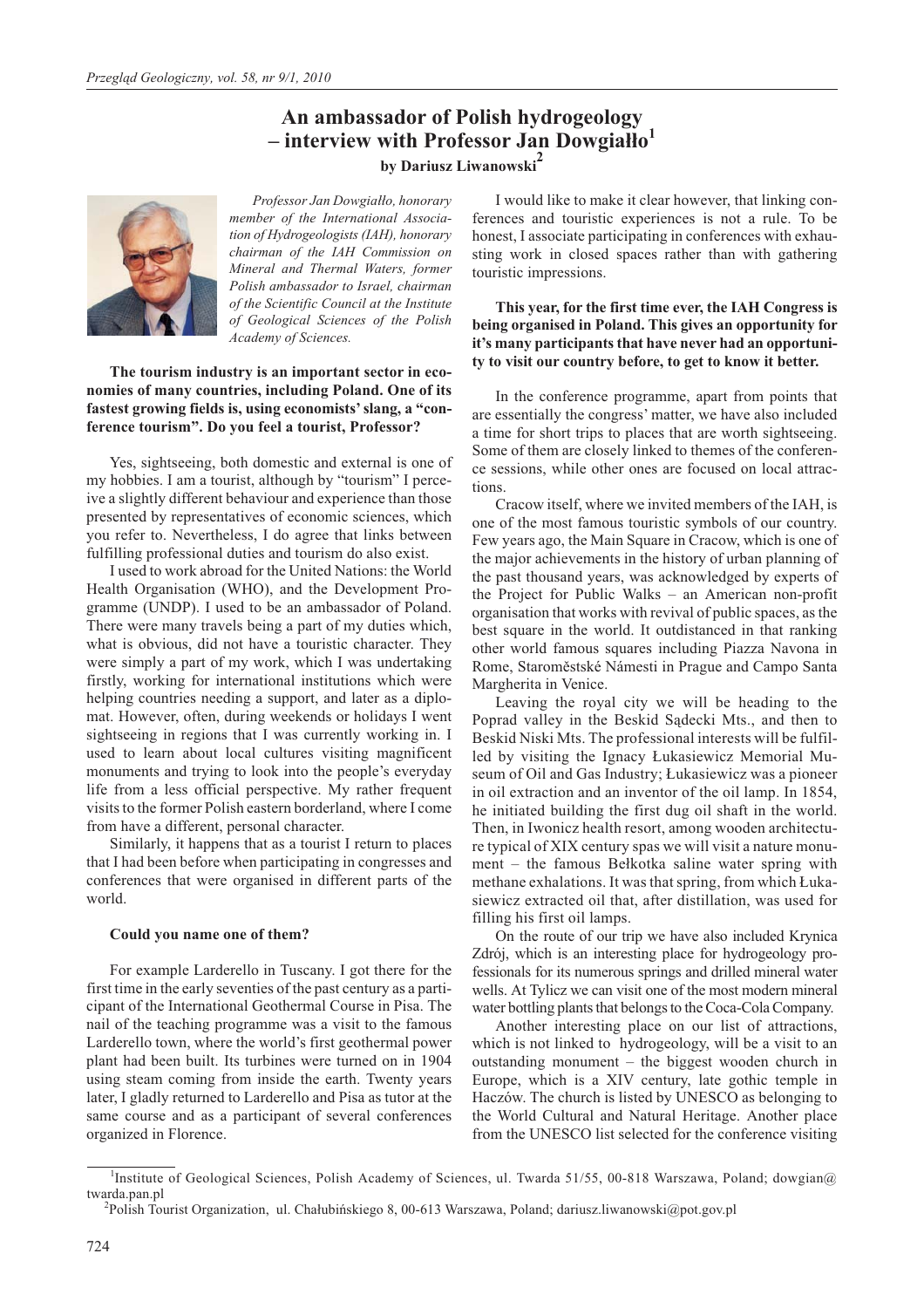# An ambassador of Polish hydrogeology – interview with Professor Jan Dowgiałło[1]

**by Dariusz Liwanowski[2]**

*Professor Jan Dowgiałło, honorary member of the International Association of Hydrogeologists (IAH), honorary chairman of the IAH Commission on Mineral and Thermal Waters, former Polish ambassador to Israel, chairman of the Scientific Council at the Institute of Geological Sciences of the Polish Academy of Sciences.*

**The tourism industry is an important sector in economies of many countries, including Poland. One of its fastest growing fields is, using economists' slang, a "conference tourism". Do you feel a tourist, Professor?**

Yes, sightseeing, both domestic and external is one of my hobbies. I am a tourist, although by "tourism" I perceive a slightly different behaviour and experience than those presented by representatives of economic sciences, which you refer to. Nevertheless, I do agree that links between fulfilling professional duties and tourism do also exist.

I used to work abroad for the United Nations: the World Health Organisation (WHO), and the Development Programme (UNDP). I used to be an ambassador of Poland. There were many travels being a part of my duties which, what is obvious, did not have a touristic character. They were simply a part of my work, which I was undertaking firstly, working for international institutions which were helping countries needing a support, and later as a diplomat. However, often, during weekends or holidays I went sightseeing in regions that I was currently working in. I used to learn about local cultures visiting magnificent monuments and trying to look into the people's everyday life from a less official perspective. My rather frequent visits to the former Polish eastern borderland, where I come from have a different, personal character.

Similarly, it happens that as a tourist I return to places that I had been before when participating in congresses and conferences that were organised in different parts of the world.

**Could you name one of them?**

For example Larderello in Tuscany. I got there for the first time in the early seventies of the past century as a participant of the International Geothermal Course in Pisa. The nail of the teaching programme was a visit to the famous Larderello town, where the world's first geothermal power plant had been built. Its turbines were turned on in 1904 using steam coming from inside the earth. Twenty years later, I gladly returned to Larderello and Pisa as tutor at the same course and as a participant of several conferences organized in Florence.

I would like to make it clear however, that linking conferences and touristic experiences is not a rule. To be honest, I associate participating in conferences with exhausting work in closed spaces rather than with gathering touristic impressions.

**This year, for the first time ever, the IAH Congress is being organised in Poland. This gives an opportunity for it's many participants that have never had an opportunity to visit our country before, to get to know it better.**

In the conference programme, apart from points that are essentially the congress' matter, we have also included a time for short trips to places that are worth sightseeing. Some of them are closely linked to themes of the conference sessions, while other ones are focused on local attractions.

Cracow itself, where we invited members of the IAH, is one of the most famous touristic symbols of our country. Few years ago, the Main Square in Cracow, which is one of the major achievements in the history of urban planning of the past thousand years, was acknowledged by experts of the Project for Public Walks – an American non-profit organisation that works with revival of public spaces, as the best square in the world. It outdistanced in that ranking other world famous squares including Piazza Navona in Rome, Staroměstské Námesti in Prague and Campo Santa Margherita in Venice.

Leaving the royal city we will be heading to the Poprad valley in the Beskid Sądecki Mts., and then to Beskid Niski Mts. The professional interests will be fulfilled by visiting the Ignacy Łukasiewicz Memorial Museum of Oil and Gas Industry; Łukasiewicz was a pioneer in oil extraction and an inventor of the oil lamp. In 1854, he initiated building the first dug oil shaft in the world. Then, in Iwonicz health resort, among wooden architecture typical of XIX century spas we will visit a nature monument – the famous Bełkotka saline water spring with methane exhalations. It was that spring, from which Łukasiewicz extracted oil that, after distillation, was used for filling his first oil lamps.

On the route of our trip we have also included Krynica Zdrój, which is an interesting place for hydrogeology professionals for its numerous springs and drilled mineral water wells. At Tylicz we can visit one of the most modern mineral water bottling plants that belongs to the Coca-Cola Company.

Another interesting place on our list of attractions, which is not linked to hydrogeology, will be a visit to an outstanding monument – the biggest wooden church in Europe, which is a XIV century, late gothic temple in Haczów. The church is listed by UNESCO as belonging to the World Cultural and Natural Heritage. Another place from the UNESCO list selected for the conference visiting

---

[1] Institute of Geological Sciences, Polish Academy of Sciences, ul. Twarda 51/55, 00-818 Warszawa, Poland; dowgian@twarda.pan.pl

[2] Polish Tourist Organization, ul. Chałubińskiego 8, 00-613 Warszawa, Poland; dariusz.liwanowski@pot.gov.pl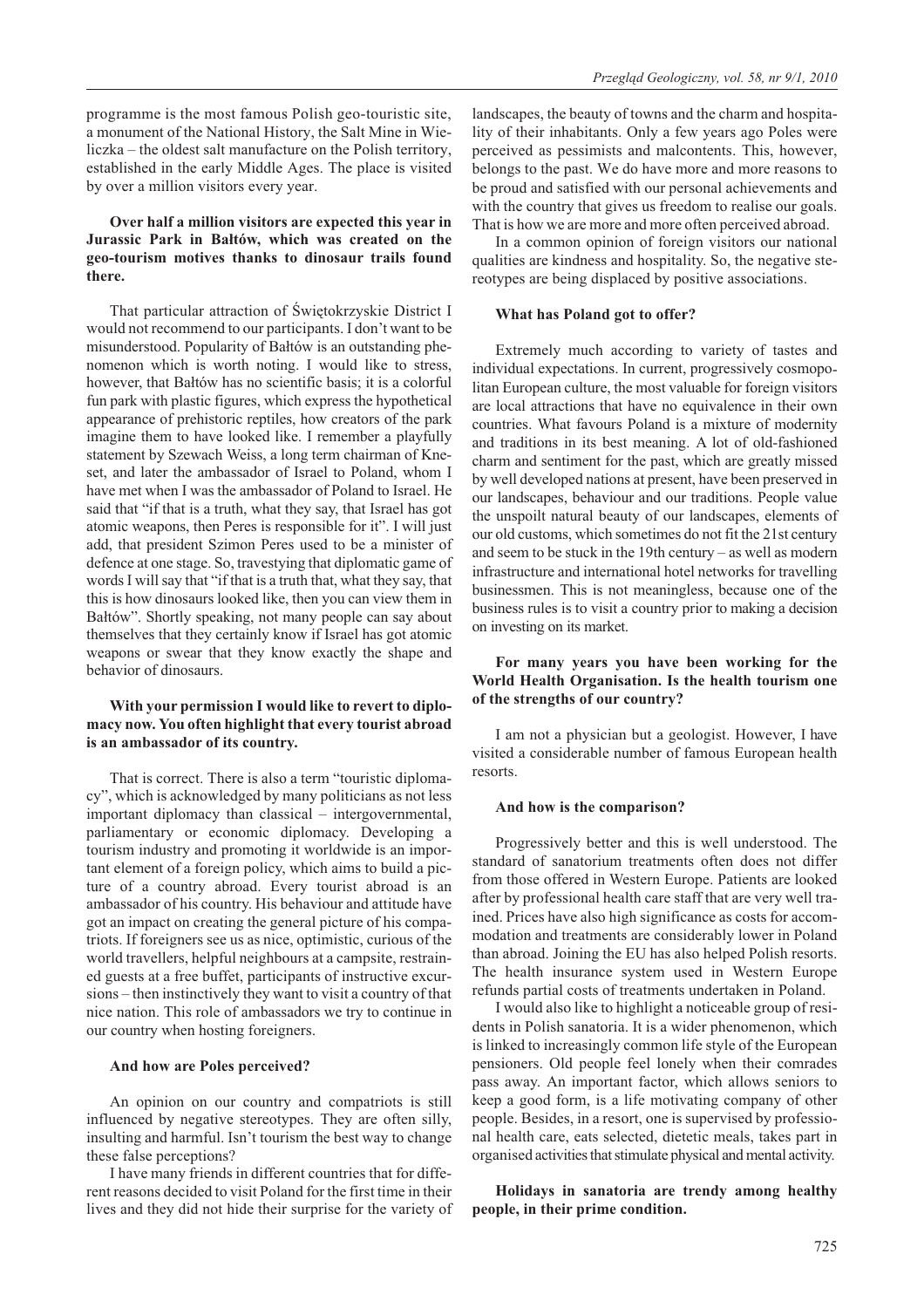programme is the most famous Polish geo-touristic site, a monument of the National History, the Salt Mine in Wieliczka – the oldest salt manufacture on the Polish territory, established in the early Middle Ages. The place is visited by over a million visitors every year.

**Over half a million visitors are expected this year in Jurassic Park in Bałtów, which was created on the geo-tourism motives thanks to dinosaur trails found there.**

That particular attraction of Świętokrzyskie District I would not recommend to our participants. I don't want to be misunderstood. Popularity of Bałtów is an outstanding phenomenon which is worth noting. I would like to stress, however, that Bałtów has no scientific basis; it is a colorful fun park with plastic figures, which express the hypothetical appearance of prehistoric reptiles, how creators of the park imagine them to have looked like. I remember a playfully statement by Szewach Weiss, a long term chairman of Kneset, and later the ambassador of Israel to Poland, whom I have met when I was the ambassador of Poland to Israel. He said that "if that is a truth, what they say, that Israel has got atomic weapons, then Peres is responsible for it". I will just add, that president Szimon Peres used to be a minister of defence at one stage. So, travestying that diplomatic game of words I will say that "if that is a truth that, what they say, that this is how dinosaurs looked like, then you can view them in Bałtów". Shortly speaking, not many people can say about themselves that they certainly know if Israel has got atomic weapons or swear that they know exactly the shape and behavior of dinosaurs.

**With your permission I would like to revert to diplomacy now. You often highlight that every tourist abroad is an ambassador of its country.**

That is correct. There is also a term "touristic diplomacy", which is acknowledged by many politicians as not less important diplomacy than classical – intergovernmental, parliamentary or economic diplomacy. Developing a tourism industry and promoting it worldwide is an important element of a foreign policy, which aims to build a picture of a country abroad. Every tourist abroad is an ambassador of his country. His behaviour and attitude have got an impact on creating the general picture of his compatriots. If foreigners see us as nice, optimistic, curious of the world travellers, helpful neighbours at a campsite, restrained guests at a free buffet, participants of instructive excursions – then instinctively they want to visit a country of that nice nation. This role of ambassadors we try to continue in our country when hosting foreigners.

**And how are Poles perceived?**

An opinion on our country and compatriots is still influenced by negative stereotypes. They are often silly, insulting and harmful. Isn't tourism the best way to change these false perceptions?

I have many friends in different countries that for different reasons decided to visit Poland for the first time in their lives and they did not hide their surprise for the variety of landscapes, the beauty of towns and the charm and hospitality of their inhabitants. Only a few years ago Poles were perceived as pessimists and malcontents. This, however, belongs to the past. We do have more and more reasons to be proud and satisfied with our personal achievements and with the country that gives us freedom to realise our goals. That is how we are more and more often perceived abroad.

In a common opinion of foreign visitors our national qualities are kindness and hospitality. So, the negative stereotypes are being displaced by positive associations.

**What has Poland got to offer?**

Extremely much according to variety of tastes and individual expectations. In current, progressively cosmopolitan European culture, the most valuable for foreign visitors are local attractions that have no equivalence in their own countries. What favours Poland is a mixture of modernity and traditions in its best meaning. A lot of old-fashioned charm and sentiment for the past, which are greatly missed by well developed nations at present, have been preserved in our landscapes, behaviour and our traditions. People value the unspoilt natural beauty of our landscapes, elements of our old customs, which sometimes do not fit the 21st century and seem to be stuck in the 19th century – as well as modern infrastructure and international hotel networks for travelling businessmen. This is not meaningless, because one of the business rules is to visit a country prior to making a decision on investing on its market.

**For many years you have been working for the World Health Organisation. Is the health tourism one of the strengths of our country?**

I am not a physician but a geologist. However, I have visited a considerable number of famous European health resorts.

**And how is the comparison?**

Progressively better and this is well understood. The standard of sanatorium treatments often does not differ from those offered in Western Europe. Patients are looked after by professional health care staff that are very well trained. Prices have also high significance as costs for accommodation and treatments are considerably lower in Poland than abroad. Joining the EU has also helped Polish resorts. The health insurance system used in Western Europe refunds partial costs of treatments undertaken in Poland.

I would also like to highlight a noticeable group of residents in Polish sanatoria. It is a wider phenomenon, which is linked to increasingly common life style of the European pensioners. Old people feel lonely when their comrades pass away. An important factor, which allows seniors to keep a good form, is a life motivating company of other people. Besides, in a resort, one is supervised by professional health care, eats selected, dietetic meals, takes part in organised activities that stimulate physical and mental activity.

**Holidays in sanatoria are trendy among healthy people, in their prime condition.**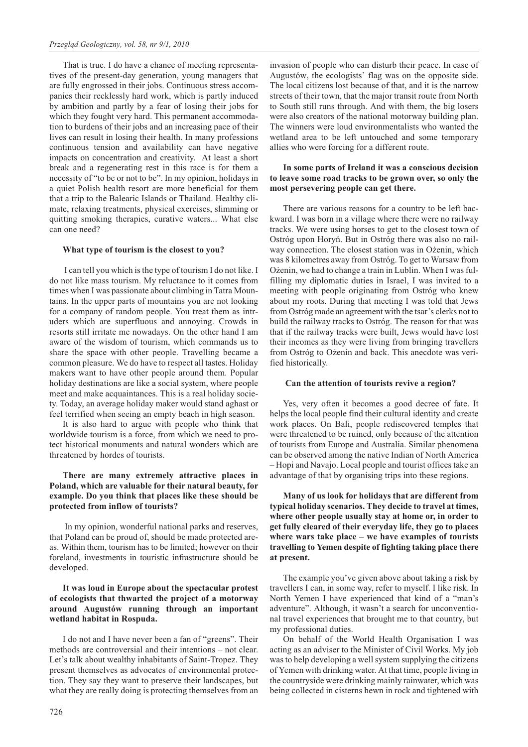That is true. I do have a chance of meeting representatives of the present-day generation, young managers that are fully engrossed in their jobs. Continuous stress accompanies their recklessly hard work, which is partly induced by ambition and partly by a fear of losing their jobs for which they fought very hard. This permanent accommodation to burdens of their jobs and an increasing pace of their lives can result in losing their health. In many professions continuous tension and availability can have negative impacts on concentration and creativity. At least a short break and a regenerating rest in this race is for them a necessity of "to be or not to be". In my opinion, holidays in a quiet Polish health resort are more beneficial for them that a trip to the Balearic Islands or Thailand. Healthy climate, relaxing treatments, physical exercises, slimming or quitting smoking therapies, curative waters... What else can one need?

**What type of tourism is the closest to you?**

I can tell you which is the type of tourism I do not like. I do not like mass tourism. My reluctance to it comes from times when I was passionate about climbing in Tatra Mountains. In the upper parts of mountains you are not looking for a company of random people. You treat them as intruders which are superfluous and annoying. Crowds in resorts still irritate me nowadays. On the other hand I am aware of the wisdom of tourism, which commands us to share the space with other people. Travelling became a common pleasure. We do have to respect all tastes. Holiday makers want to have other people around them. Popular holiday destinations are like a social system, where people meet and make acquaintances. This is a real holiday society. Today, an average holiday maker would stand aghast or feel terrified when seeing an empty beach in high season.

It is also hard to argue with people who think that worldwide tourism is a force, from which we need to protect historical monuments and natural wonders which are threatened by hordes of tourists.

**There are many extremely attractive places in Poland, which are valuable for their natural beauty, for example. Do you think that places like these should be protected from inflow of tourists?**

In my opinion, wonderful national parks and reserves, that Poland can be proud of, should be made protected areas. Within them, tourism has to be limited; however on their foreland, investments in touristic infrastructure should be developed.

**It was loud in Europe about the spectacular protest of ecologists that thwarted the project of a motorway around Augustów running through an important wetland habitat in Rospuda.**

I do not and I have never been a fan of "greens". Their methods are controversial and their intentions – not clear. Let's talk about wealthy inhabitants of Saint-Tropez. They present themselves as advocates of environmental protection. They say they want to preserve their landscapes, but what they are really doing is protecting themselves from an invasion of people who can disturb their peace. In case of Augustów, the ecologists' flag was on the opposite side. The local citizens lost because of that, and it is the narrow streets of their town, that the major transit route from North to South still runs through. And with them, the big losers were also creators of the national motorway building plan. The winners were loud environmentalists who wanted the wetland area to be left untouched and some temporary allies who were forcing for a different route.

**In some parts of Ireland it was a conscious decision to leave some road tracks to be grown over, so only the most persevering people can get there.**

There are various reasons for a country to be left backward. I was born in a village where there were no railway tracks. We were using horses to get to the closest town of Ostróg upon Horyń. But in Ostróg there was also no railway connection. The closest station was in Ożenin, which was 8 kilometres away from Ostróg. To get to Warsaw from Ożenin, we had to change a train in Lublin. When I was fulfilling my diplomatic duties in Israel, I was invited to a meeting with people originating from Ostróg who knew about my roots. During that meeting I was told that Jews from Ostróg made an agreement with the tsar's clerks not to build the railway tracks to Ostróg. The reason for that was that if the railway tracks were built, Jews would have lost their incomes as they were living from bringing travellers from Ostróg to Ożenin and back. This anecdote was verified historically.

**Can the attention of tourists revive a region?**

Yes, very often it becomes a good decree of fate. It helps the local people find their cultural identity and create work places. On Bali, people rediscovered temples that were threatened to be ruined, only because of the attention of tourists from Europe and Australia. Similar phenomena can be observed among the native Indian of North America – Hopi and Navajo. Local people and tourist offices take an advantage of that by organising trips into these regions.

**Many of us look for holidays that are different from typical holiday scenarios. They decide to travel at times, where other people usually stay at home or, in order to get fully cleared of their everyday life, they go to places where wars take place – we have examples of tourists travelling to Yemen despite of fighting taking place there at present.**

The example you've given above about taking a risk by travellers I can, in some way, refer to myself. I like risk. In North Yemen I have experienced that kind of a "man's adventure". Although, it wasn't a search for unconventional travel experiences that brought me to that country, but my professional duties.

On behalf of the World Health Organisation I was acting as an adviser to the Minister of Civil Works. My job was to help developing a well system supplying the citizens of Yemen with drinking water. At that time, people living in the countryside were drinking mainly rainwater, which was being collected in cisterns hewn in rock and tightened with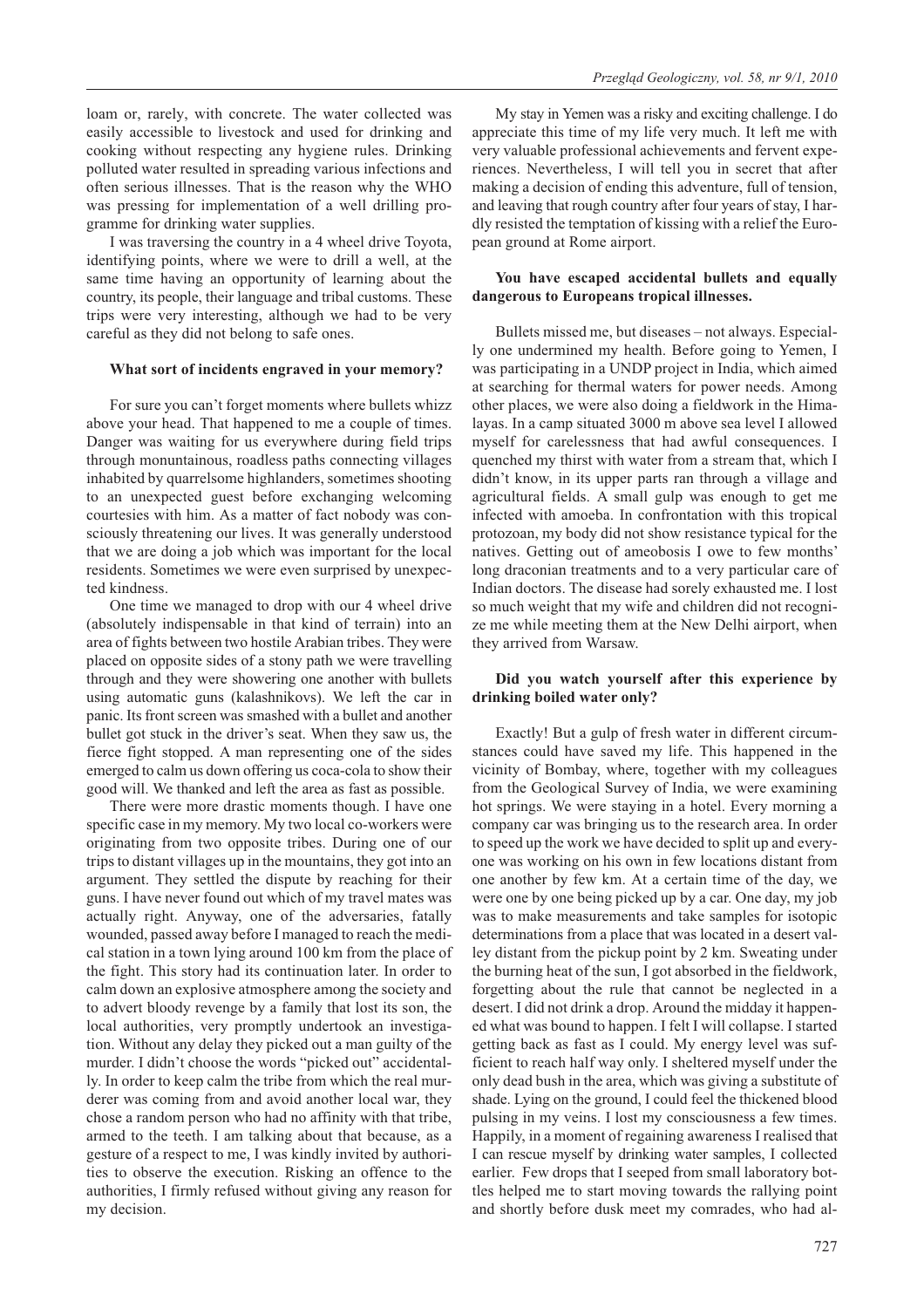loam or, rarely, with concrete. The water collected was easily accessible to livestock and used for drinking and cooking without respecting any hygiene rules. Drinking polluted water resulted in spreading various infections and often serious illnesses. That is the reason why the WHO was pressing for implementation of a well drilling programme for drinking water supplies.

I was traversing the country in a 4 wheel drive Toyota, identifying points, where we were to drill a well, at the same time having an opportunity of learning about the country, its people, their language and tribal customs. These trips were very interesting, although we had to be very careful as they did not belong to safe ones.

**What sort of incidents engraved in your memory?**

For sure you can't forget moments where bullets whizz above your head. That happened to me a couple of times. Danger was waiting for us everywhere during field trips through monuntainous, roadless paths connecting villages inhabited by quarrelsome highlanders, sometimes shooting to an unexpected guest before exchanging welcoming courtesies with him. As a matter of fact nobody was consciously threatening our lives. It was generally understood that we are doing a job which was important for the local residents. Sometimes we were even surprised by unexpected kindness.

One time we managed to drop with our 4 wheel drive (absolutely indispensable in that kind of terrain) into an area of fights between two hostile Arabian tribes. They were placed on opposite sides of a stony path we were travelling through and they were showering one another with bullets using automatic guns (kalashnikovs). We left the car in panic. Its front screen was smashed with a bullet and another bullet got stuck in the driver's seat. When they saw us, the fierce fight stopped. A man representing one of the sides emerged to calm us down offering us coca-cola to show their good will. We thanked and left the area as fast as possible.

There were more drastic moments though. I have one specific case in my memory. My two local co-workers were originating from two opposite tribes. During one of our trips to distant villages up in the mountains, they got into an argument. They settled the dispute by reaching for their guns. I have never found out which of my travel mates was actually right. Anyway, one of the adversaries, fatally wounded, passed away before I managed to reach the medical station in a town lying around 100 km from the place of the fight. This story had its continuation later. In order to calm down an explosive atmosphere among the society and to advert bloody revenge by a family that lost its son, the local authorities, very promptly undertook an investigation. Without any delay they picked out a man guilty of the murder. I didn't choose the words "picked out" accidentally. In order to keep calm the tribe from which the real murderer was coming from and avoid another local war, they chose a random person who had no affinity with that tribe, armed to the teeth. I am talking about that because, as a gesture of a respect to me, I was kindly invited by authorities to observe the execution. Risking an offence to the authorities, I firmly refused without giving any reason for my decision.

My stay in Yemen was a risky and exciting challenge. I do appreciate this time of my life very much. It left me with very valuable professional achievements and fervent experiences. Nevertheless, I will tell you in secret that after making a decision of ending this adventure, full of tension, and leaving that rough country after four years of stay, I hardly resisted the temptation of kissing with a relief the European ground at Rome airport.

**You have escaped accidental bullets and equally dangerous to Europeans tropical illnesses.**

Bullets missed me, but diseases – not always. Especially one undermined my health. Before going to Yemen, I was participating in a UNDP project in India, which aimed at searching for thermal waters for power needs. Among other places, we were also doing a fieldwork in the Himalayas. In a camp situated 3000 m above sea level I allowed myself for carelessness that had awful consequences. I quenched my thirst with water from a stream that, which I didn't know, in its upper parts ran through a village and agricultural fields. A small gulp was enough to get me infected with amoeba. In confrontation with this tropical protozoan, my body did not show resistance typical for the natives. Getting out of ameobosis I owe to few months' long draconian treatments and to a very particular care of Indian doctors. The disease had sorely exhausted me. I lost so much weight that my wife and children did not recognize me while meeting them at the New Delhi airport, when they arrived from Warsaw.

**Did you watch yourself after this experience by drinking boiled water only?**

Exactly! But a gulp of fresh water in different circumstances could have saved my life. This happened in the vicinity of Bombay, where, together with my colleagues from the Geological Survey of India, we were examining hot springs. We were staying in a hotel. Every morning a company car was bringing us to the research area. In order to speed up the work we have decided to split up and everyone was working on his own in few locations distant from one another by few km. At a certain time of the day, we were one by one being picked up by a car. One day, my job was to make measurements and take samples for isotopic determinations from a place that was located in a desert valley distant from the pickup point by 2 km. Sweating under the burning heat of the sun, I got absorbed in the fieldwork, forgetting about the rule that cannot be neglected in a desert. I did not drink a drop. Around the midday it happened what was bound to happen. I felt I will collapse. I started getting back as fast as I could. My energy level was sufficient to reach half way only. I sheltered myself under the only dead bush in the area, which was giving a substitute of shade. Lying on the ground, I could feel the thickened blood pulsing in my veins. I lost my consciousness a few times. Happily, in a moment of regaining awareness I realised that I can rescue myself by drinking water samples, I collected earlier. Few drops that I seeped from small laboratory bottles helped me to start moving towards the rallying point and shortly before dusk meet my comrades, who had al-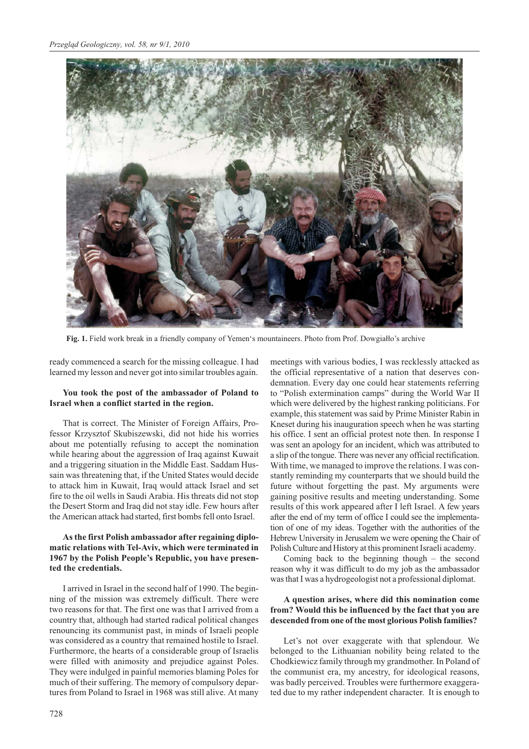Fig. 1. Field work break in a friendly company of Yemen's mountaineers. Photo from Prof. Dowgiałło's archive

ready commenced a search for the missing colleague. I had learned my lesson and never got into similar troubles again.

**You took the post of the ambassador of Poland to Israel when a conflict started in the region.**

That is correct. The Minister of Foreign Affairs, Professor Krzysztof Skubiszewski, did not hide his worries about me potentially refusing to accept the nomination while hearing about the aggression of Iraq against Kuwait and a triggering situation in the Middle East. Saddam Hussain was threatening that, if the United States would decide to attack him in Kuwait, Iraq would attack Israel and set fire to the oil wells in Saudi Arabia. His threats did not stop the Desert Storm and Iraq did not stay idle. Few hours after the American attack had started, first bombs fell onto Israel.

**As the first Polish ambassador after regaining diplomatic relations with Tel-Aviv, which were terminated in 1967 by the Polish People's Republic, you have presented the credentials.**

I arrived in Israel in the second half of 1990. The beginning of the mission was extremely difficult. There were two reasons for that. The first one was that I arrived from a country that, although had started radical political changes renouncing its communist past, in minds of Israeli people was considered as a country that remained hostile to Israel. Furthermore, the hearts of a considerable group of Israelis were filled with animosity and prejudice against Poles. They were indulged in painful memories blaming Poles for much of their suffering. The memory of compulsory departures from Poland to Israel in 1968 was still alive. At many meetings with various bodies, I was recklessly attacked as the official representative of a nation that deserves condemnation. Every day one could hear statements referring to "Polish extermination camps" during the World War II which were delivered by the highest ranking politicians. For example, this statement was said by Prime Minister Rabin in Kneset during his inauguration speech when he was starting his office. I sent an official protest note then. In response I was sent an apology for an incident, which was attributed to a slip of the tongue. There was never any official rectification. With time, we managed to improve the relations. I was constantly reminding my counterparts that we should build the future without forgetting the past. My arguments were gaining positive results and meeting understanding. Some results of this work appeared after I left Israel. A few years after the end of my term of office I could see the implementation of one of my ideas. Together with the authorities of the Hebrew University in Jerusalem we were opening the Chair of Polish Culture and History at this prominent Israeli academy.

Coming back to the beginning though – the second reason why it was difficult to do my job as the ambassador was that I was a hydrogeologist not a professional diplomat.

**A question arises, where did this nomination come from? Would this be influenced by the fact that you are descended from one of the most glorious Polish families?**

Let's not over exaggerate with that splendour. We belonged to the Lithuanian nobility being related to the Chodkiewicz family through my grandmother. In Poland of the communist era, my ancestry, for ideological reasons, was badly perceived. Troubles were furthermore exaggerated due to my rather independent character. It is enough to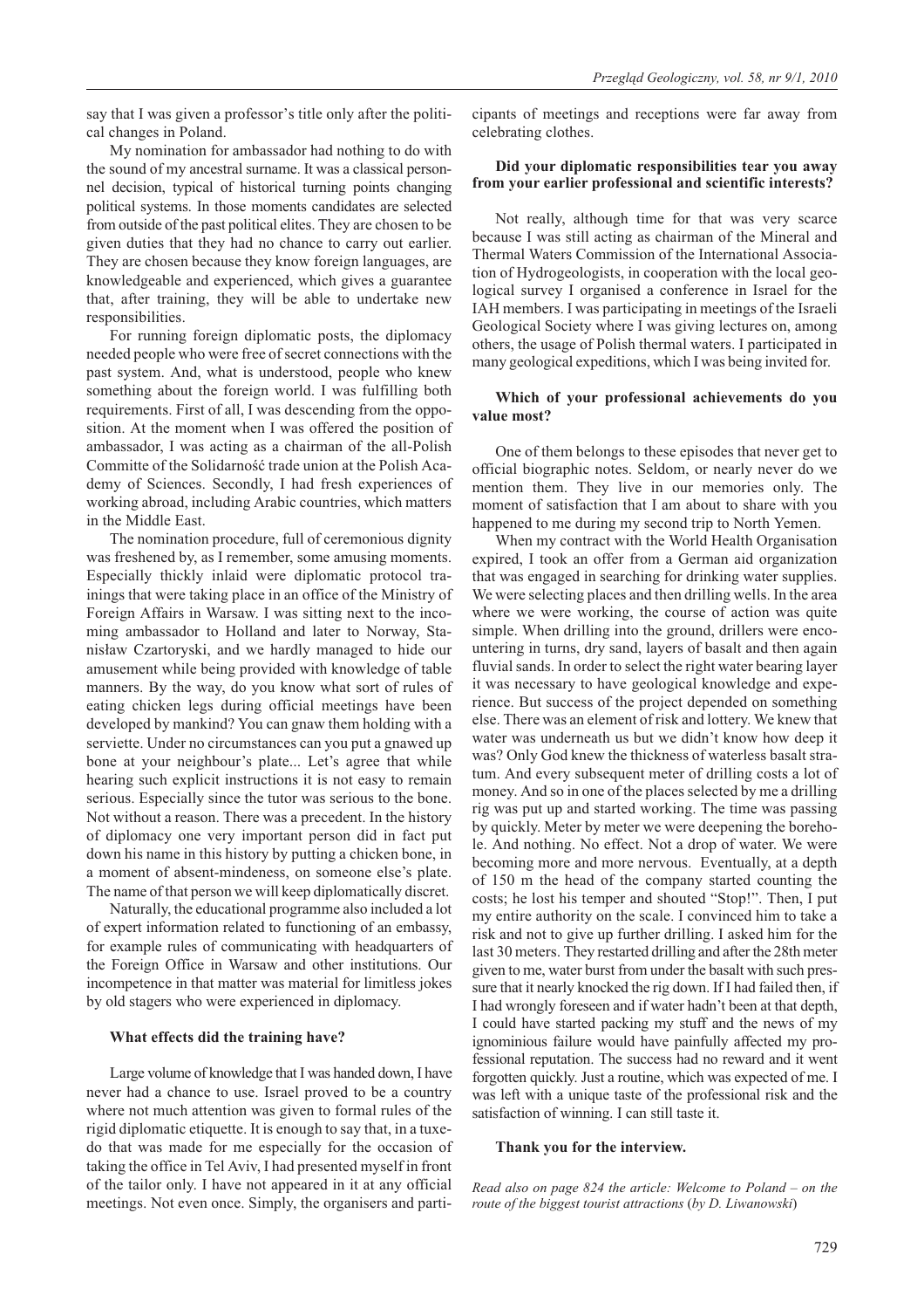say that I was given a professor's title only after the political changes in Poland.

My nomination for ambassador had nothing to do with the sound of my ancestral surname. It was a classical personnel decision, typical of historical turning points changing political systems. In those moments candidates are selected from outside of the past political elites. They are chosen to be given duties that they had no chance to carry out earlier. They are chosen because they know foreign languages, are knowledgeable and experienced, which gives a guarantee that, after training, they will be able to undertake new responsibilities.

For running foreign diplomatic posts, the diplomacy needed people who were free of secret connections with the past system. And, what is understood, people who knew something about the foreign world. I was fulfilling both requirements. First of all, I was descending from the opposition. At the moment when I was offered the position of ambassador, I was acting as a chairman of the all-Polish Committe of the Solidarność trade union at the Polish Academy of Sciences. Secondly, I had fresh experiences of working abroad, including Arabic countries, which matters in the Middle East.

The nomination procedure, full of ceremonious dignity was freshened by, as I remember, some amusing moments. Especially thickly inlaid were diplomatic protocol trainings that were taking place in an office of the Ministry of Foreign Affairs in Warsaw. I was sitting next to the incoming ambassador to Holland and later to Norway, Stanisław Czartoryski, and we hardly managed to hide our amusement while being provided with knowledge of table manners. By the way, do you know what sort of rules of eating chicken legs during official meetings have been developed by mankind? You can gnaw them holding with a serviette. Under no circumstances can you put a gnawed up bone at your neighbour's plate... Let's agree that while hearing such explicit instructions it is not easy to remain serious. Especially since the tutor was serious to the bone. Not without a reason. There was a precedent. In the history of diplomacy one very important person did in fact put down his name in this history by putting a chicken bone, in a moment of absent-mindeness, on someone else's plate. The name of that person we will keep diplomatically discret.

Naturally, the educational programme also included a lot of expert information related to functioning of an embassy, for example rules of communicating with headquarters of the Foreign Office in Warsaw and other institutions. Our incompetence in that matter was material for limitless jokes by old stagers who were experienced in diplomacy.

**What effects did the training have?**

Large volume of knowledge that I was handed down, I have never had a chance to use. Israel proved to be a country where not much attention was given to formal rules of the rigid diplomatic etiquette. It is enough to say that, in a tuxedo that was made for me especially for the occasion of taking the office in Tel Aviv, I had presented myself in front of the tailor only. I have not appeared in it at any official meetings. Not even once. Simply, the organisers and participants of meetings and receptions were far away from celebrating clothes.

**Did your diplomatic responsibilities tear you away from your earlier professional and scientific interests?**

Not really, although time for that was very scarce because I was still acting as chairman of the Mineral and Thermal Waters Commission of the International Association of Hydrogeologists, in cooperation with the local geological survey I organised a conference in Israel for the IAH members. I was participating in meetings of the Israeli Geological Society where I was giving lectures on, among others, the usage of Polish thermal waters. I participated in many geological expeditions, which I was being invited for.

**Which of your professional achievements do you value most?**

One of them belongs to these episodes that never get to official biographic notes. Seldom, or nearly never do we mention them. They live in our memories only. The moment of satisfaction that I am about to share with you happened to me during my second trip to North Yemen.

When my contract with the World Health Organisation expired, I took an offer from a German aid organization that was engaged in searching for drinking water supplies. We were selecting places and then drilling wells. In the area where we were working, the course of action was quite simple. When drilling into the ground, drillers were encountering in turns, dry sand, layers of basalt and then again fluvial sands. In order to select the right water bearing layer it was necessary to have geological knowledge and experience. But success of the project depended on something else. There was an element of risk and lottery. We knew that water was underneath us but we didn't know how deep it was? Only God knew the thickness of waterless basalt stratum. And every subsequent meter of drilling costs a lot of money. And so in one of the places selected by me a drilling rig was put up and started working. The time was passing by quickly. Meter by meter we were deepening the borehole. And nothing. No effect. Not a drop of water. We were becoming more and more nervous. Eventually, at a depth of 150 m the head of the company started counting the costs; he lost his temper and shouted "Stop!". Then, I put my entire authority on the scale. I convinced him to take a risk and not to give up further drilling. I asked him for the last 30 meters. They restarted drilling and after the 28th meter given to me, water burst from under the basalt with such pressure that it nearly knocked the rig down. If I had failed then, if I had wrongly foreseen and if water hadn't been at that depth, I could have started packing my stuff and the news of my ignominious failure would have painfully affected my professional reputation. The success had no reward and it went forgotten quickly. Just a routine, which was expected of me. I was left with a unique taste of the professional risk and the satisfaction of winning. I can still taste it.

**Thank you for the interview.**

*Read also on page 824 the article: Welcome to Poland – on the route of the biggest tourist attractions* (*by D. Liwanowski*)